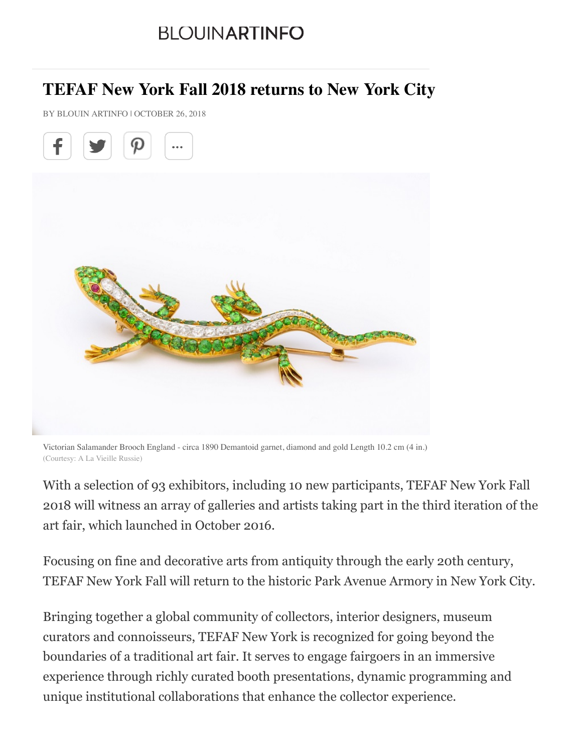BLOUINARTINFO

# TEFAF New York Fall 2018 returns to New York City

BY BLOUIN ARTINFO | OCTOBER 26, 2018

Victorian Salamander Brooch England - circa 1890 Demantoid garnet, diamond and gold Length 10.2 cm (4 in.)
(Courtesy: A La Vieille Russie)

With a selection of 93 exhibitors, including 10 new participants, TEFAF New York Fall 2018 will witness an array of galleries and artists taking part in the third iteration of the art fair, which launched in October 2016.

Focusing on fine and decorative arts from antiquity through the early 20th century, TEFAF New York Fall will return to the historic Park Avenue Armory in New York City.

Bringing together a global community of collectors, interior designers, museum curators and connoisseurs, TEFAF New York is recognized for going beyond the boundaries of a traditional art fair. It serves to engage fairgoers in an immersive experience through richly curated booth presentations, dynamic programming and unique institutional collaborations that enhance the collector experience.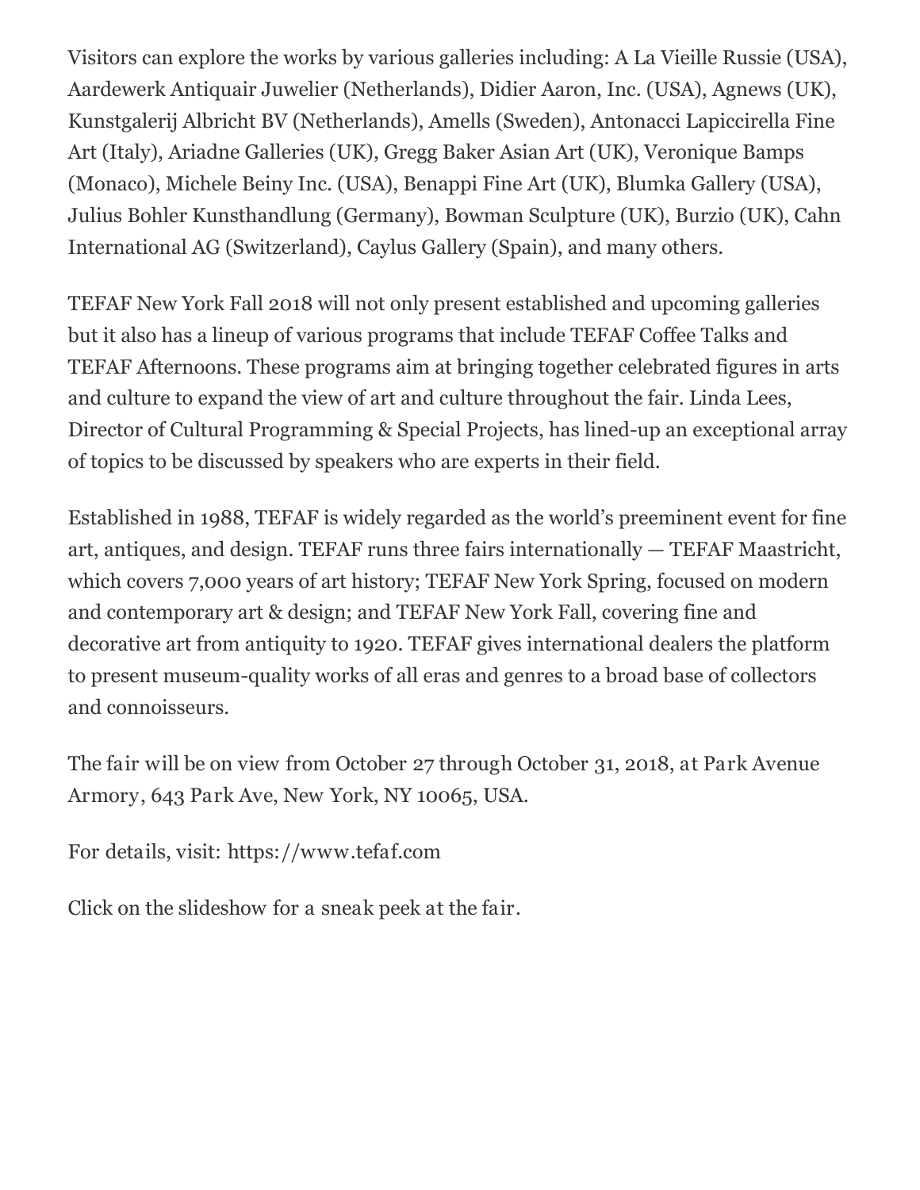Visitors can explore the works by various galleries including: A La Vieille Russie (USA), Aardewerk Antiquair Juwelier (Netherlands), Didier Aaron, Inc. (USA), Agnews (UK), Kunstgalerij Albricht BV (Netherlands), Amells (Sweden), Antonacci Lapiccirella Fine Art (Italy), Ariadne Galleries (UK), Gregg Baker Asian Art (UK), Veronique Bamps (Monaco), Michele Beiny Inc. (USA), Benappi Fine Art (UK), Blumka Gallery (USA), Julius Bohler Kunsthandlung (Germany), Bowman Sculpture (UK), Burzio (UK), Cahn International AG (Switzerland), Caylus Gallery (Spain), and many others.

TEFAF New York Fall 2018 will not only present established and upcoming galleries but it also has a lineup of various programs that include TEFAF Coffee Talks and TEFAF Afternoons. These programs aim at bringing together celebrated figures in arts and culture to expand the view of art and culture throughout the fair. Linda Lees, Director of Cultural Programming & Special Projects, has lined-up an exceptional array of topics to be discussed by speakers who are experts in their field.

Established in 1988, TEFAF is widely regarded as the world's preeminent event for fine art, antiques, and design. TEFAF runs three fairs internationally — TEFAF Maastricht, which covers 7,000 years of art history; TEFAF New York Spring, focused on modern and contemporary art & design; and TEFAF New York Fall, covering fine and decorative art from antiquity to 1920. TEFAF gives international dealers the platform to present museum-quality works of all eras and genres to a broad base of collectors and connoisseurs.

The fair will be on view from October 27 through October 31, 2018, at Park Avenue Armory, 643 Park Ave, New York, NY 10065, USA.

For details, visit: https://www.tefaf.com

Click on the slideshow for a sneak peek at the fair.